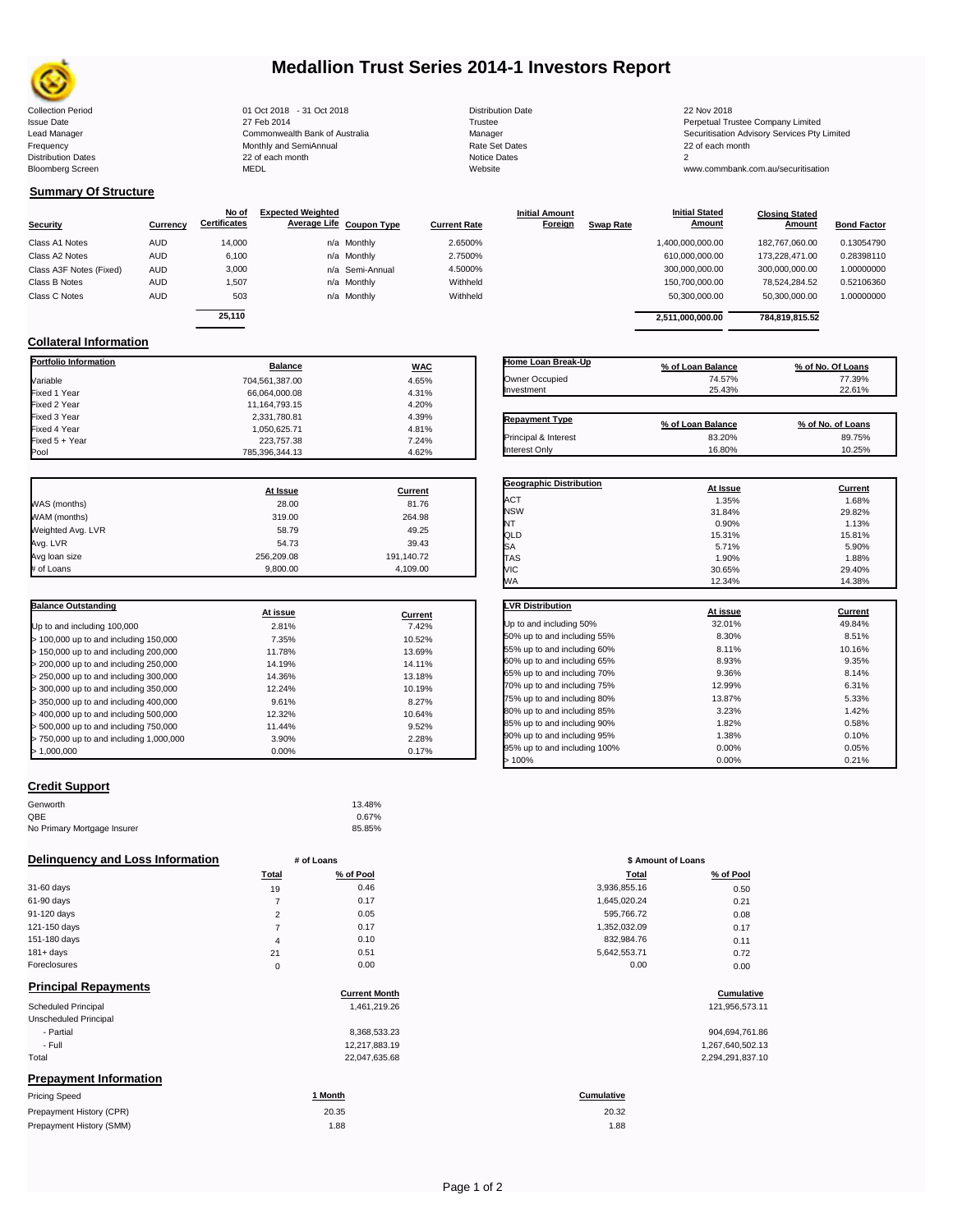# Medallion Trust Series 2014-1 Investors Report

| | | | |
|---|---|---|---|
| Collection Period | 01 Oct 2018 - 31 Oct 2018 | Distribution Date | 22 Nov 2018 |
| Issue Date | 27 Feb 2014 | Trustee | Perpetual Trustee Company Limited |
| Lead Manager | Commonwealth Bank of Australia | Manager | Securitisation Advisory Services Pty Limited |
| Frequency | Monthly and SemiAnnual | Rate Set Dates | 22 of each month |
| Distribution Dates | 22 of each month | Notice Dates | 2 |
| Bloomberg Screen | MEDL | Website | www.commbank.com.au/securitisation |

## Summary Of Structure

| Security | Currency | No of Certificates | Expected Weighted Average Life | Coupon Type | Current Rate | Initial Amount Foreign | Swap Rate | Initial Stated Amount | Closing Stated Amount | Bond Factor |
|---|---|---|---|---|---|---|---|---|---|---|
| Class A1 Notes | AUD | 14,000 | n/a | Monthly | 2.6500% | | | 1,400,000,000.00 | 182,767,060.00 | 0.13054790 |
| Class A2 Notes | AUD | 6,100 | n/a | Monthly | 2.7500% | | | 610,000,000.00 | 173,228,471.00 | 0.28398110 |
| Class A3F Notes (Fixed) | AUD | 3,000 | n/a | Semi-Annual | 4.5000% | | | 300,000,000.00 | 300,000,000.00 | 1.00000000 |
| Class B Notes | AUD | 1,507 | n/a | Monthly | Withheld | | | 150,700,000.00 | 78,524,284.52 | 0.52106360 |
| Class C Notes | AUD | 503 | n/a | Monthly | Withheld | | | 50,300,000.00 | 50,300,000.00 | 1.00000000 |
| | | 25,110 | | | | | | 2,511,000,000.00 | 784,819,815.52 | |

## Collateral Information

| Portfolio Information | Balance | WAC |
|---|---|---|
| Variable | 704,561,387.00 | 4.65% |
| Fixed 1 Year | 66,064,000.08 | 4.31% |
| Fixed 2 Year | 11,164,793.15 | 4.20% |
| Fixed 3 Year | 2,331,780.81 | 4.39% |
| Fixed 4 Year | 1,050,625.71 | 4.81% |
| Fixed 5 + Year | 223,757.38 | 7.24% |
| Pool | 785,396,344.13 | 4.62% |

| Home Loan Break-Up | % of Loan Balance | % of No. Of Loans |
|---|---|---|
| Owner Occupied | 74.57% | 77.39% |
| Investment | 25.43% | 22.61% |

| Repayment Type | % of Loan Balance | % of No. of Loans |
|---|---|---|
| Principal & Interest | 83.20% | 89.75% |
| Interest Only | 16.80% | 10.25% |

| | At Issue | Current |
|---|---|---|
| WAS (months) | 28.00 | 81.76 |
| WAM (months) | 319.00 | 264.98 |
| Weighted Avg. LVR | 58.79 | 49.25 |
| Avg. LVR | 54.73 | 39.43 |
| Avg loan size | 256,209.08 | 191,140.72 |
| # of Loans | 9,800.00 | 4,109.00 |

| Geographic Distribution | At Issue | Current |
|---|---|---|
| ACT | 1.35% | 1.68% |
| NSW | 31.84% | 29.82% |
| NT | 0.90% | 1.13% |
| QLD | 15.31% | 15.81% |
| SA | 5.71% | 5.90% |
| TAS | 1.90% | 1.88% |
| VIC | 30.65% | 29.40% |
| WA | 12.34% | 14.38% |

| Balance Outstanding | At issue | Current |
|---|---|---|
| Up to and including 100,000 | 2.81% | 7.42% |
| > 100,000 up to and including 150,000 | 7.35% | 10.52% |
| > 150,000 up to and including 200,000 | 11.78% | 13.69% |
| > 200,000 up to and including 250,000 | 14.19% | 14.11% |
| > 250,000 up to and including 300,000 | 14.36% | 13.18% |
| > 300,000 up to and including 350,000 | 12.24% | 10.19% |
| > 350,000 up to and including 400,000 | 9.61% | 8.27% |
| > 400,000 up to and including 500,000 | 12.32% | 10.64% |
| > 500,000 up to and including 750,000 | 11.44% | 9.52% |
| > 750,000 up to and including 1,000,000 | 3.90% | 2.28% |
| > 1,000,000 | 0.00% | 0.17% |

| LVR Distribution | At issue | Current |
|---|---|---|
| Up to and including 50% | 32.01% | 49.84% |
| 50% up to and including 55% | 8.30% | 8.51% |
| 55% up to and including 60% | 8.11% | 10.16% |
| 60% up to and including 65% | 8.93% | 9.35% |
| 65% up to and including 70% | 9.36% | 8.14% |
| 70% up to and including 75% | 12.99% | 6.31% |
| 75% up to and including 80% | 13.87% | 5.33% |
| 80% up to and including 85% | 3.23% | 1.42% |
| 85% up to and including 90% | 1.82% | 0.58% |
| 90% up to and including 95% | 1.38% | 0.10% |
| 95% up to and including 100% | 0.00% | 0.05% |
| > 100% | 0.00% | 0.21% |

## Credit Support

| | |
|---|---|
| Genworth | 13.48% |
| QBE | 0.67% |
| No Primary Mortgage Insurer | 85.85% |

## Delinquency and Loss Information

| | # of Loans Total | # of Loans % of Pool | \$ Amount of Loans Total | \$ Amount of Loans % of Pool |
|---|---|---|---|---|
| 31-60 days | 19 | 0.46 | 3,936,855.16 | 0.50 |
| 61-90 days | 7 | 0.17 | 1,645,020.24 | 0.21 |
| 91-120 days | 2 | 0.05 | 595,766.72 | 0.08 |
| 121-150 days | 7 | 0.17 | 1,352,032.09 | 0.17 |
| 151-180 days | 4 | 0.10 | 832,984.76 | 0.11 |
| 181+ days | 21 | 0.51 | 5,642,553.71 | 0.72 |
| Foreclosures | 0 | 0.00 | 0.00 | 0.00 |

## Principal Repayments

| | Current Month | Cumulative |
|---|---|---|
| Scheduled Principal | 1,461,219.26 | 121,956,573.11 |
| Unscheduled Principal | | |
| - Partial | 8,368,533.23 | 904,694,761.86 |
| - Full | 12,217,883.19 | 1,267,640,502.13 |
| Total | 22,047,635.68 | 2,294,291,837.10 |

## Prepayment Information

| Pricing Speed | 1 Month | Cumulative |
|---|---|---|
| Prepayment History (CPR) | 20.35 | 20.32 |
| Prepayment History (SMM) | 1.88 | 1.88 |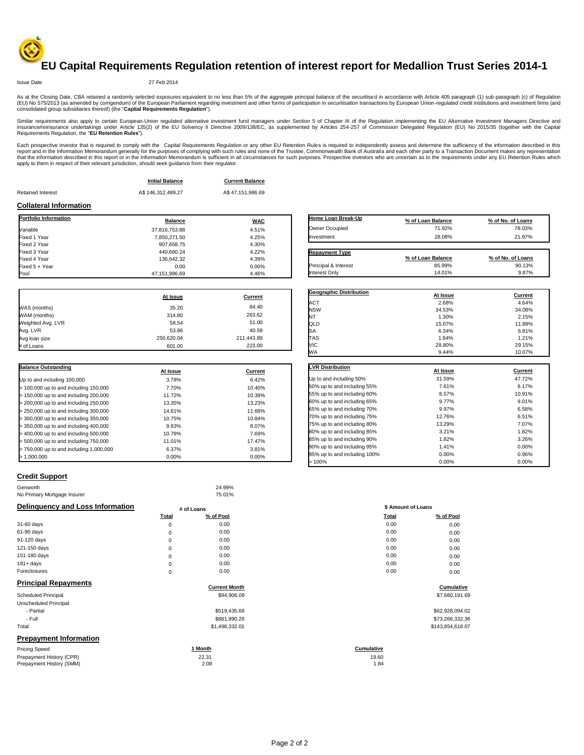# EU Capital Requirements Regulation retention of interest report for Medallion Trust Series 2014-1

Issue Date 27 Feb 2014

As at the Closing Date, CBA retained a randomly selected exposures equivalent to no less than 5% of the aggregate principal balance of the securitised in accordance with Article 405 paragraph (1) sub-paragraph (c) of Regulation (EU) No 575/2013 (as amended by corrigendum) of the European Parliament regarding investment and other forms of participation in securitisation transactions by European Union-regulated credit institutions and investment firms (and consolidated group subsidiaries thereof) (the "**Capital Requirements Regulation**").

Similar requirements also apply to certain European-Union regulated alternative investment fund managers under Section 5 of Chapter III of the Regulation implementing the EU Alternative Investment Managers Directive and insurance/reinsurance undertakings under Article 135(2) of the EU Solvency II Directive 2009/138/EC, as supplemented by Articles 254-257 of Commission Delegated Regulation (EU) No 2015/35 (together with the Capital Requirements Regulation, the "**EU Retention Rules**").

Each prospective investor that is required to comply with the Capital Requirements Regulation or any other EU Retention Rules is required to independently assess and determine the sufficiency of the information described in this report and in the Information Memorandum generally for the purposes of complying with such rules and none of the Trustee, Commonwealth Bank of Australia and each other party to a Transaction Document makes any representation that the information described in this report or in the Information Memorandum is sufficient in all circumstances for such purposes. Prospective investors who are uncertain as to the requirements under any EU Retention Rules which apply to them in respect of their relevant jurisdiction, should seek guidance from their regulator.

| | Initial Balance | Current Balance |
|---|---|---|
| Retained Interest | A$ 146,312,499.27 | A$ 47,151,986.69 |

## Collateral Information

| Portfolio Information | Balance | WAC |
|---|---|---|
| Variable | 37,816,753.88 | 4.51% |
| Fixed 1 Year | 7,850,271.50 | 4.25% |
| Fixed 2 Year | 907,658.75 | 4.30% |
| Fixed 3 Year | 440,660.24 | 4.22% |
| Fixed 4 Year | 136,642.32 | 4.39% |
| Fixed 5 + Year | 0.00 | 0.00% |
| Pool | 47,151,986.69 | 4.46% |

| Home Loan Break-Up | % of Loan Balance | % of No. of Loans |
|---|---|---|
| Owner Occupied | 71.92% | 78.03% |
| Investment | 28.08% | 21.97% |

| Repayment Type | % of Loan Balance | % of No. of Loans |
|---|---|---|
| Principal & Interest | 85.99% | 90.13% |
| Interest Only | 14.01% | 9.87% |

| | At Issue | Current |
|---|---|---|
| WAS (months) | 35.20 | 84.40 |
| WAM (months) | 314.80 | 263.62 |
| Weighted Avg. LVR | 58.54 | 51.00 |
| Avg. LVR | 53.86 | 40.59 |
| Avg loan size | 250,620.04 | 211,443.89 |
| # of Loans | 601.00 | 223.00 |

| Geographic Distribution | At Issue | Current |
|---|---|---|
| ACT | 2.68% | 4.64% |
| NSW | 34.53% | 34.08% |
| NT | 1.30% | 2.15% |
| QLD | 15.07% | 11.89% |
| SA | 6.34% | 6.81% |
| TAS | 1.84% | 1.21% |
| VIC | 28.80% | 29.15% |
| WA | 9.44% | 10.07% |

| Balance Outstanding | At Issue | Current |
|---|---|---|
| Up to and including 100,000 | 3.78% | 6.42% |
| > 100,000 up to and including 150,000 | 7.70% | 10.40% |
| > 150,000 up to and including 200,000 | 11.72% | 10.39% |
| > 200,000 up to and including 250,000 | 13.35% | 13.23% |
| > 250,000 up to and including 300,000 | 14.61% | 11.69% |
| > 300,000 up to and including 350,000 | 10.75% | 10.84% |
| > 350,000 up to and including 400,000 | 9.93% | 8.07% |
| > 400,000 up to and including 500,000 | 10.78% | 7.69% |
| > 500,000 up to and including 750,000 | 11.01% | 17.47% |
| > 750,000 up to and including 1,000,000 | 6.37% | 3.81% |
| > 1,000,000 | 0.00% | 0.00% |

| LVR Distribution | At Issue | Current |
|---|---|---|
| Up to and including 50% | 31.59% | 47.72% |
| 50% up to and including 55% | 7.61% | 6.17% |
| 55% up to and including 60% | 8.57% | 10.91% |
| 60% up to and including 65% | 9.77% | 9.01% |
| 65% up to and including 70% | 9.97% | 6.58% |
| 70% up to and including 75% | 12.76% | 6.51% |
| 75% up to and including 80% | 13.29% | 7.07% |
| 80% up to and including 85% | 3.21% | 1.82% |
| 85% up to and including 90% | 1.82% | 3.26% |
| 90% up to and including 95% | 1.41% | 0.00% |
| 95% up to and including 100% | 0.00% | 0.96% |
| > 100% | 0.00% | 0.00% |

## Credit Support

| | |
|---|---|
| Genworth | 24.99% |
| No Primary Mortgage Insurer | 75.01% |

## Delinquency and Loss Information

| | # of Loans | | \$ Amount of Loans | |
|---|---|---|---|---|
| | Total | % of Pool | Total | % of Pool |
| 31-60 days | 0 | 0.00 | 0.00 | 0.00 |
| 61-90 days | 0 | 0.00 | 0.00 | 0.00 |
| 91-120 days | 0 | 0.00 | 0.00 | 0.00 |
| 121-150 days | 0 | 0.00 | 0.00 | 0.00 |
| 151-180 days | 0 | 0.00 | 0.00 | 0.00 |
| 181+ days | 0 | 0.00 | 0.00 | 0.00 |
| Foreclosures | 0 | 0.00 | 0.00 | 0.00 |

## Principal Repayments

| | Current Month | Cumulative |
|---|---|---|
| Scheduled Principal | $94,906.09 | $7,660,191.69 |
| Unscheduled Principal | | |
| - Partial | $519,435.66 | $62,928,094.02 |
| - Full | $881,990.26 | $73,266,332.36 |
| Total | $1,496,332.01 | $143,854,618.07 |

## Prepayment Information

| Pricing Speed | 1 Month | Cumulative |
|---|---|---|
| Prepayment History (CPR) | 22.31 | 19.60 |
| Prepayment History (SMM) | 2.08 | 1.84 |